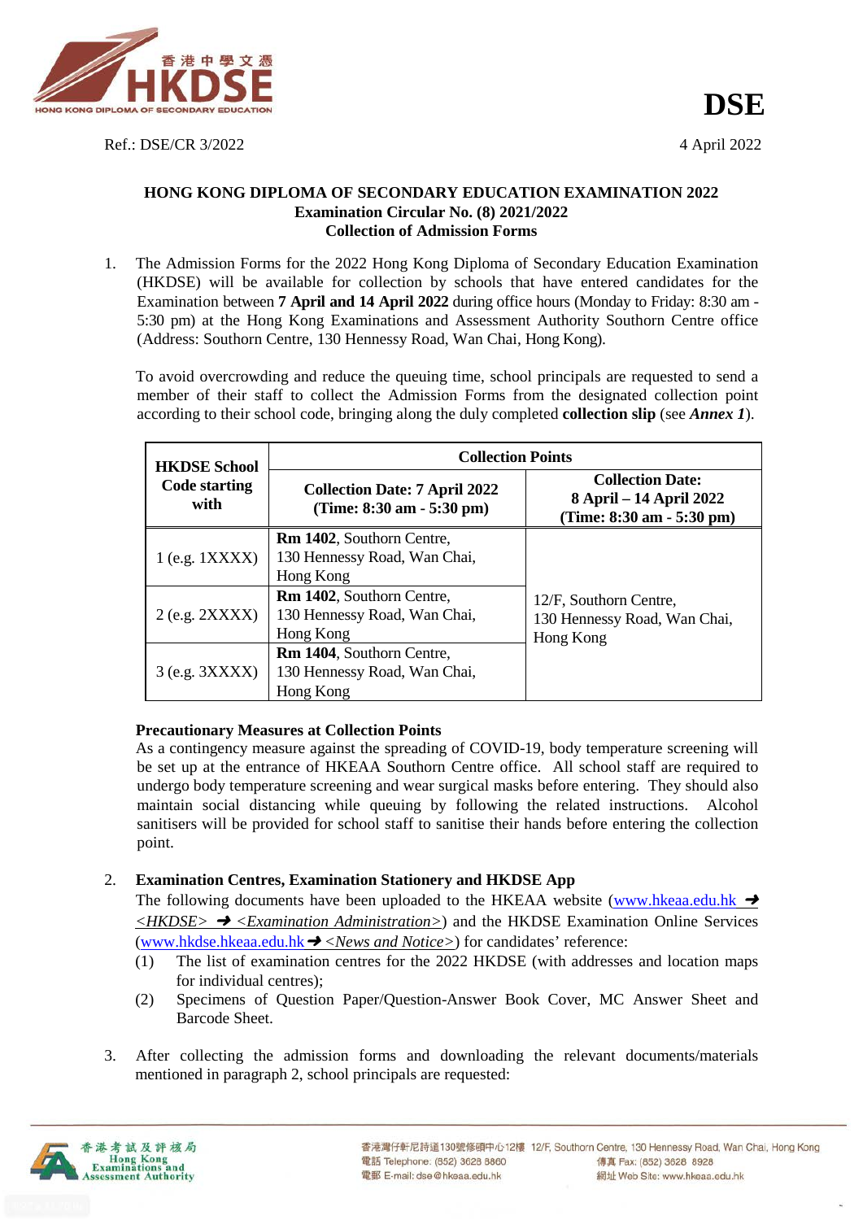**DSE**

Ref.: DSE/CR 3/2022

4 April 2022

**HONG KONG DIPLOMA OF SECONDARY EDUCATION EXAMINATION 2022**
**Examination Circular No. (8) 2021/2022**
**Collection of Admission Forms**

1. The Admission Forms for the 2022 Hong Kong Diploma of Secondary Education Examination (HKDSE) will be available for collection by schools that have entered candidates for the Examination between **7 April and 14 April 2022** during office hours (Monday to Friday: 8:30 am - 5:30 pm) at the Hong Kong Examinations and Assessment Authority Southorn Centre office (Address: Southorn Centre, 130 Hennessy Road, Wan Chai, Hong Kong).

   To avoid overcrowding and reduce the queuing time, school principals are requested to send a member of their staff to collect the Admission Forms from the designated collection point according to their school code, bringing along the duly completed **collection slip** (see ***Annex 1***).

| HKDSE School Code starting with | Collection Points | |
|---|---|---|
| | **Collection Date: 7 April 2022 (Time: 8:30 am - 5:30 pm)** | **Collection Date: 8 April – 14 April 2022 (Time: 8:30 am - 5:30 pm)** |
| 1 (e.g. 1XXXX) | **Rm 1402**, Southorn Centre, 130 Hennessy Road, Wan Chai, Hong Kong | 12/F, Southorn Centre, 130 Hennessy Road, Wan Chai, Hong Kong |
| 2 (e.g. 2XXXX) | **Rm 1402**, Southorn Centre, 130 Hennessy Road, Wan Chai, Hong Kong | |
| 3 (e.g. 3XXXX) | **Rm 1404**, Southorn Centre, 130 Hennessy Road, Wan Chai, Hong Kong | |

   **Precautionary Measures at Collection Points**
   As a contingency measure against the spreading of COVID-19, body temperature screening will be set up at the entrance of HKEAA Southorn Centre office. All school staff are required to undergo body temperature screening and wear surgical masks before entering. They should also maintain social distancing while queuing by following the related instructions. Alcohol sanitisers will be provided for school staff to sanitise their hands before entering the collection point.

2. **Examination Centres, Examination Stationery and HKDSE App**
   The following documents have been uploaded to the HKEAA website (www.hkeaa.edu.hk ➜ *<HKDSE>* ➜ *<Examination Administration>*) and the HKDSE Examination Online Services (www.hkdse.hkeaa.edu.hk ➜ *<News and Notice>*) for candidates' reference:
   (1) The list of examination centres for the 2022 HKDSE (with addresses and location maps for individual centres);
   (2) Specimens of Question Paper/Question-Answer Book Cover, MC Answer Sheet and Barcode Sheet.

3. After collecting the admission forms and downloading the relevant documents/materials mentioned in paragraph 2, school principals are requested: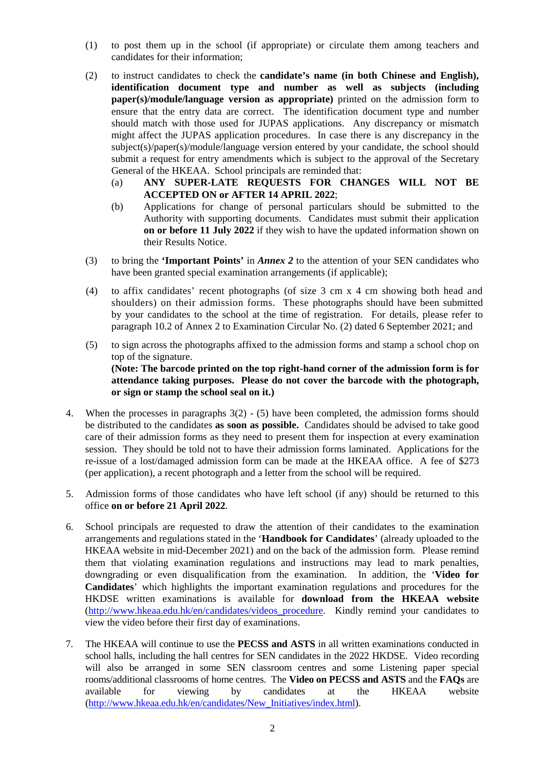(1) to post them up in the school (if appropriate) or circulate them among teachers and candidates for their information;

(2) to instruct candidates to check the **candidate's name (in both Chinese and English), identification document type and number as well as subjects (including paper(s)/module/language version as appropriate)** printed on the admission form to ensure that the entry data are correct. The identification document type and number should match with those used for JUPAS applications. Any discrepancy or mismatch might affect the JUPAS application procedures. In case there is any discrepancy in the subject(s)/paper(s)/module/language version entered by your candidate, the school should submit a request for entry amendments which is subject to the approval of the Secretary General of the HKEAA. School principals are reminded that:

   (a) **ANY SUPER-LATE REQUESTS FOR CHANGES WILL NOT BE ACCEPTED ON or AFTER 14 APRIL 2022**;

   (b) Applications for change of personal particulars should be submitted to the Authority with supporting documents. Candidates must submit their application **on or before 11 July 2022** if they wish to have the updated information shown on their Results Notice.

(3) to bring the **'Important Points'** in ***Annex 2*** to the attention of your SEN candidates who have been granted special examination arrangements (if applicable);

(4) to affix candidates' recent photographs (of size 3 cm x 4 cm showing both head and shoulders) on their admission forms. These photographs should have been submitted by your candidates to the school at the time of registration. For details, please refer to paragraph 10.2 of Annex 2 to Examination Circular No. (2) dated 6 September 2021; and

(5) to sign across the photographs affixed to the admission forms and stamp a school chop on top of the signature.
**(Note: The barcode printed on the top right-hand corner of the admission form is for attendance taking purposes. Please do not cover the barcode with the photograph, or sign or stamp the school seal on it.)**

4. When the processes in paragraphs 3(2) - (5) have been completed, the admission forms should be distributed to the candidates **as soon as possible.** Candidates should be advised to take good care of their admission forms as they need to present them for inspection at every examination session. They should be told not to have their admission forms laminated. Applications for the re-issue of a lost/damaged admission form can be made at the HKEAA office. A fee of $273 (per application), a recent photograph and a letter from the school will be required.

5. Admission forms of those candidates who have left school (if any) should be returned to this office **on or before 21 April 2022**.

6. School principals are requested to draw the attention of their candidates to the examination arrangements and regulations stated in the '**Handbook for Candidates**' (already uploaded to the HKEAA website in mid-December 2021) and on the back of the admission form. Please remind them that violating examination regulations and instructions may lead to mark penalties, downgrading or even disqualification from the examination. In addition, the '**Video for Candidates**' which highlights the important examination regulations and procedures for the HKDSE written examinations is available for **download from the HKEAA website** (http://www.hkeaa.edu.hk/en/candidates/videos_procedure. Kindly remind your candidates to view the video before their first day of examinations.

7. The HKEAA will continue to use the **PECSS and ASTS** in all written examinations conducted in school halls, including the hall centres for SEN candidates in the 2022 HKDSE. Video recording will also be arranged in some SEN classroom centres and some Listening paper special rooms/additional classrooms of home centres. The **Video on PECSS and ASTS** and the **FAQs** are available for viewing by candidates at the HKEAA website (http://www.hkeaa.edu.hk/en/candidates/New_Initiatives/index.html).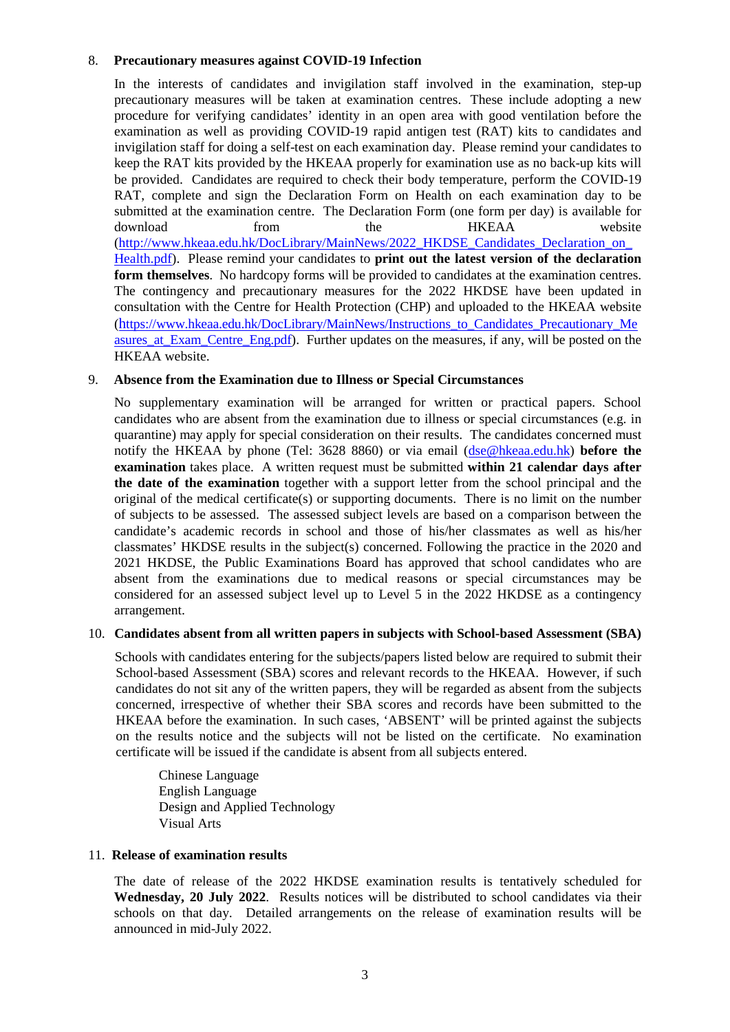8. **Precautionary measures against COVID-19 Infection**

   In the interests of candidates and invigilation staff involved in the examination, step-up precautionary measures will be taken at examination centres. These include adopting a new procedure for verifying candidates' identity in an open area with good ventilation before the examination as well as providing COVID-19 rapid antigen test (RAT) kits to candidates and invigilation staff for doing a self-test on each examination day. Please remind your candidates to keep the RAT kits provided by the HKEAA properly for examination use as no back-up kits will be provided. Candidates are required to check their body temperature, perform the COVID-19 RAT, complete and sign the Declaration Form on Health on each examination day to be submitted at the examination centre. The Declaration Form (one form per day) is available for download from the HKEAA website (http://www.hkeaa.edu.hk/DocLibrary/MainNews/2022_HKDSE_Candidates_Declaration_on_Health.pdf). Please remind your candidates to **print out the latest version of the declaration form themselves**. No hardcopy forms will be provided to candidates at the examination centres. The contingency and precautionary measures for the 2022 HKDSE have been updated in consultation with the Centre for Health Protection (CHP) and uploaded to the HKEAA website (https://www.hkeaa.edu.hk/DocLibrary/MainNews/Instructions_to_Candidates_Precautionary_Measures_at_Exam_Centre_Eng.pdf). Further updates on the measures, if any, will be posted on the HKEAA website.

9. **Absence from the Examination due to Illness or Special Circumstances**

   No supplementary examination will be arranged for written or practical papers. School candidates who are absent from the examination due to illness or special circumstances (e.g. in quarantine) may apply for special consideration on their results. The candidates concerned must notify the HKEAA by phone (Tel: 3628 8860) or via email (dse@hkeaa.edu.hk) **before the examination** takes place. A written request must be submitted **within 21 calendar days after the date of the examination** together with a support letter from the school principal and the original of the medical certificate(s) or supporting documents. There is no limit on the number of subjects to be assessed. The assessed subject levels are based on a comparison between the candidate's academic records in school and those of his/her classmates as well as his/her classmates' HKDSE results in the subject(s) concerned. Following the practice in the 2020 and 2021 HKDSE, the Public Examinations Board has approved that school candidates who are absent from the examinations due to medical reasons or special circumstances may be considered for an assessed subject level up to Level 5 in the 2022 HKDSE as a contingency arrangement.

10. **Candidates absent from all written papers in subjects with School-based Assessment (SBA)**

    Schools with candidates entering for the subjects/papers listed below are required to submit their School-based Assessment (SBA) scores and relevant records to the HKEAA. However, if such candidates do not sit any of the written papers, they will be regarded as absent from the subjects concerned, irrespective of whether their SBA scores and records have been submitted to the HKEAA before the examination. In such cases, 'ABSENT' will be printed against the subjects on the results notice and the subjects will not be listed on the certificate. No examination certificate will be issued if the candidate is absent from all subjects entered.

    Chinese Language
    English Language
    Design and Applied Technology
    Visual Arts

11. **Release of examination results**

    The date of release of the 2022 HKDSE examination results is tentatively scheduled for **Wednesday, 20 July 2022**. Results notices will be distributed to school candidates via their schools on that day. Detailed arrangements on the release of examination results will be announced in mid-July 2022.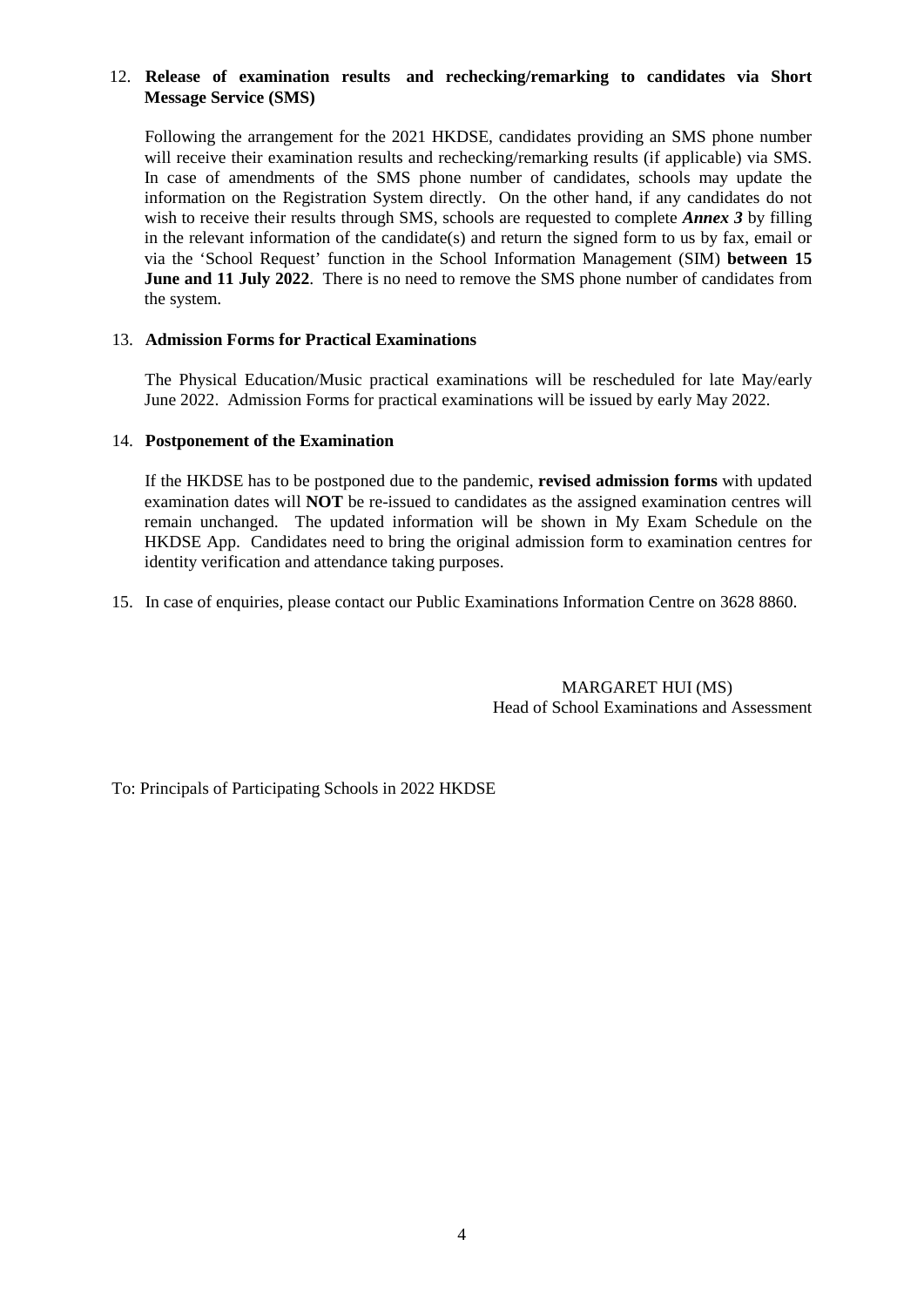12. **Release of examination results and rechecking/remarking to candidates via Short Message Service (SMS)**

    Following the arrangement for the 2021 HKDSE, candidates providing an SMS phone number will receive their examination results and rechecking/remarking results (if applicable) via SMS. In case of amendments of the SMS phone number of candidates, schools may update the information on the Registration System directly. On the other hand, if any candidates do not wish to receive their results through SMS, schools are requested to complete ***Annex 3*** by filling in the relevant information of the candidate(s) and return the signed form to us by fax, email or via the 'School Request' function in the School Information Management (SIM) **between 15 June and 11 July 2022**. There is no need to remove the SMS phone number of candidates from the system.

13. **Admission Forms for Practical Examinations**

    The Physical Education/Music practical examinations will be rescheduled for late May/early June 2022. Admission Forms for practical examinations will be issued by early May 2022.

14. **Postponement of the Examination**

    If the HKDSE has to be postponed due to the pandemic, **revised admission forms** with updated examination dates will **NOT** be re-issued to candidates as the assigned examination centres will remain unchanged. The updated information will be shown in My Exam Schedule on the HKDSE App. Candidates need to bring the original admission form to examination centres for identity verification and attendance taking purposes.

15. In case of enquiries, please contact our Public Examinations Information Centre on 3628 8860.

MARGARET HUI (MS)
Head of School Examinations and Assessment

To: Principals of Participating Schools in 2022 HKDSE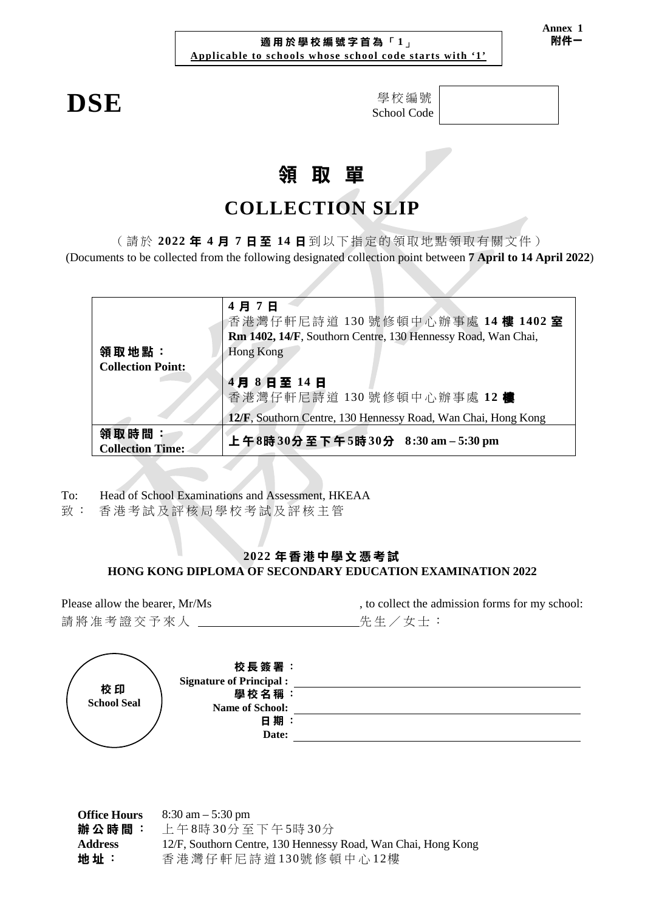**Annex 1**
**附件一**

**適用於學校編號字首為「1」**
**Applicable to schools whose school code starts with '1'**

# DSE

學校編號
School Code

# 領 取 單

# COLLECTION SLIP

（請於 **2022 年 4 月 7 日至 14 日**到以下指定的領取地點領取有關文件）
(Documents to be collected from the following designated collection point between **7 April to 14 April 2022**)

| | |
|---|---|
| **領取地點：**<br>**Collection Point:** | **4 月 7 日**<br>香港灣仔軒尼詩道 130 號修頓中心辦事處 **14 樓 1402 室**<br>**Rm 1402, 14/F**, Southorn Centre, 130 Hennessy Road, Wan Chai, Hong Kong<br><br>**4 月 8 日至 14 日**<br>香港灣仔軒尼詩道 130 號修頓中心辦事處 **12 樓**<br>**12/F**, Southorn Centre, 130 Hennessy Road, Wan Chai, Hong Kong |
| **領取時間：**<br>**Collection Time:** | **上午8時30分至下午5時30分 8:30 am – 5:30 pm** |

To: Head of School Examinations and Assessment, HKEAA
致： 香港考試及評核局學校考試及評核主管

**2022 年香港中學文憑考試**
**HONG KONG DIPLOMA OF SECONDARY EDUCATION EXAMINATION 2022**

Please allow the bearer, Mr/Ms ________________________, to collect the admission forms for my school:
請將准考證交予來人 ________________________先生／女士：

**校印**
**School Seal**

**校長簽署：**
**Signature of Principal :** ________________________
**學校名稱：**
**Name of School:** ________________________
**日期：**
**Date:** ________________________

**Office Hours** 8:30 am – 5:30 pm
**辦公時間：** 上午8時30分至下午5時30分
**Address** 12/F, Southorn Centre, 130 Hennessy Road, Wan Chai, Hong Kong
**地址：** 香港灣仔軒尼詩道130號修頓中心12樓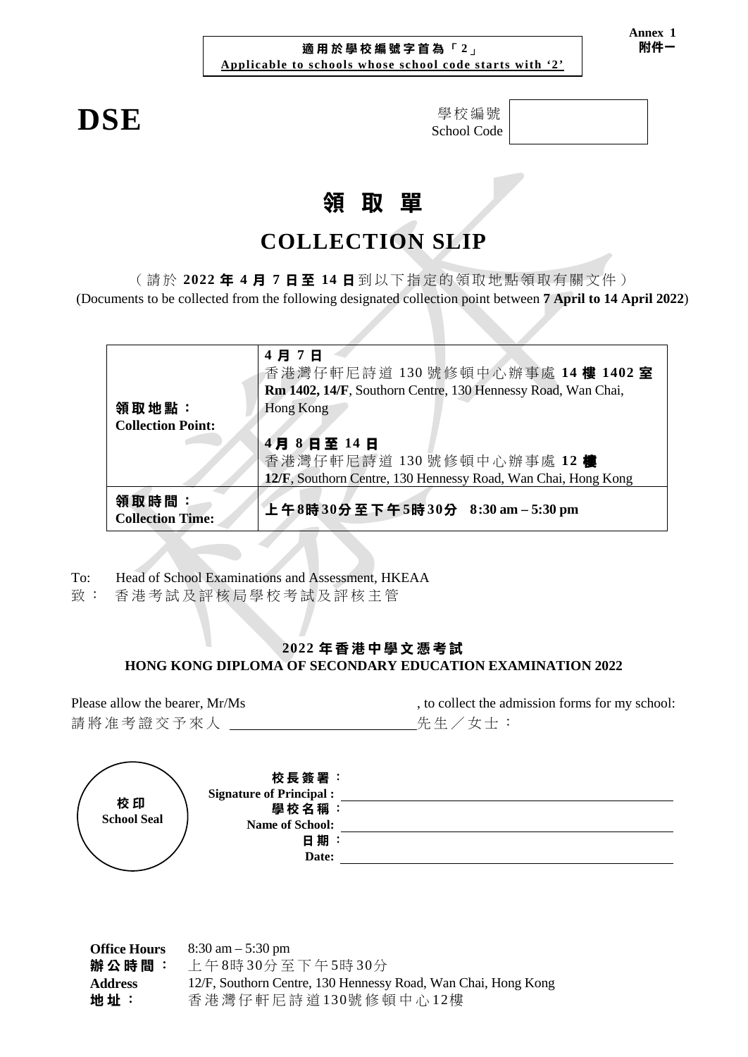**Annex 1**
**附件一**

**適用於學校編號字首為「2」**
**Applicable to schools whose school code starts with '2'**

# DSE

學校編號
School Code

# 領 取 單

# COLLECTION SLIP

（請於 **2022 年 4 月 7 日至 14 日**到以下指定的領取地點領取有關文件）
(Documents to be collected from the following designated collection point between **7 April to 14 April 2022**)

| | |
|---|---|
| **領取地點：**<br>**Collection Point:** | **4 月 7 日**<br>香港灣仔軒尼詩道 130 號修頓中心辦事處 **14 樓 1402 室**<br>**Rm 1402, 14/F**, Southorn Centre, 130 Hennessy Road, Wan Chai, Hong Kong<br><br>**4 月 8 日至 14 日**<br>香港灣仔軒尼詩道 130 號修頓中心辦事處 **12 樓**<br>**12/F**, Southorn Centre, 130 Hennessy Road, Wan Chai, Hong Kong |
| **領取時間：**<br>**Collection Time:** | **上午8時30分至下午5時30分 8:30 am – 5:30 pm** |

To: Head of School Examinations and Assessment, HKEAA
致： 香港考試及評核局學校考試及評核主管

**2022 年香港中學文憑考試**
**HONG KONG DIPLOMA OF SECONDARY EDUCATION EXAMINATION 2022**

Please allow the bearer, Mr/Ms \_\_\_\_\_\_\_\_\_\_\_\_\_\_\_\_\_\_\_\_, to collect the admission forms for my school:
請將准考證交予來人 \_\_\_\_\_\_\_\_\_\_\_\_\_\_\_\_\_\_\_\_先生／女士：

校印
School Seal

**校長簽署：**
**Signature of Principal :** \_\_\_\_\_\_\_\_\_\_\_\_\_\_\_\_\_\_\_\_
**學校名稱：**
**Name of School:** \_\_\_\_\_\_\_\_\_\_\_\_\_\_\_\_\_\_\_\_
**日期：**
**Date:** \_\_\_\_\_\_\_\_\_\_\_\_\_\_\_\_\_\_\_\_

**Office Hours** 8:30 am – 5:30 pm
**辦公時間：** 上午8時30分至下午5時30分
**Address** 12/F, Southorn Centre, 130 Hennessy Road, Wan Chai, Hong Kong
**地址：** 香港灣仔軒尼詩道130號修頓中心12樓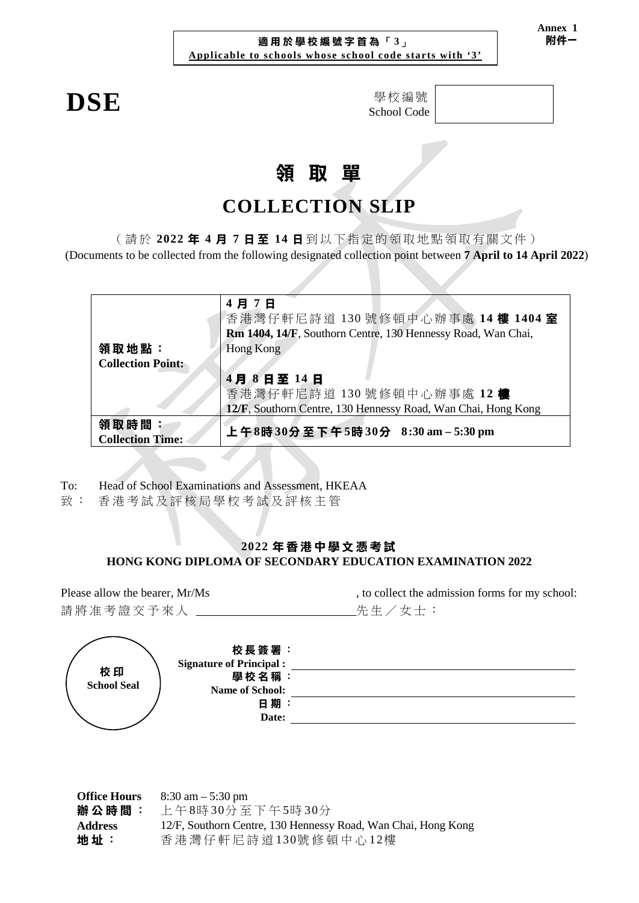**Annex 1**
**附件一**

**適用於學校編號字首為「3」**
**Applicable to schools whose school code starts with '3'**

# DSE

學校編號
School Code

# 領 取 單

# COLLECTION SLIP

（請於 **2022 年 4 月 7 日至 14 日**到以下指定的領取地點領取有關文件）
(Documents to be collected from the following designated collection point between **7 April to 14 April 2022**)

| | |
|---|---|
| **領取地點：**<br>**Collection Point:** | **4 月 7 日**<br>香港灣仔軒尼詩道 130 號修頓中心辦事處 **14 樓 1404 室**<br>**Rm 1404, 14/F**, Southorn Centre, 130 Hennessy Road, Wan Chai, Hong Kong<br><br>**4 月 8 日至 14 日**<br>香港灣仔軒尼詩道 130 號修頓中心辦事處 **12 樓**<br>**12/F**, Southorn Centre, 130 Hennessy Road, Wan Chai, Hong Kong |
| **領取時間：**<br>**Collection Time:** | **上午8時30分至下午5時30分 8:30 am – 5:30 pm** |

To: Head of School Examinations and Assessment, HKEAA
致： 香港考試及評核局學校考試及評核主管

**2022 年香港中學文憑考試**
**HONG KONG DIPLOMA OF SECONDARY EDUCATION EXAMINATION 2022**

Please allow the bearer, Mr/Ms ________________________, to collect the admission forms for my school:
請將准考證交予來人 ________________________先生／女士：

**校印**
**School Seal**

**校長簽署：**
**Signature of Principal :** ________________________
**學校名稱：**
**Name of School:** ________________________
**日期：**
**Date:** ________________________

**Office Hours** 8:30 am – 5:30 pm
**辦公時間：** 上午8時30分至下午5時30分
**Address** 12/F, Southorn Centre, 130 Hennessy Road, Wan Chai, Hong Kong
**地址：** 香港灣仔軒尼詩道130號修頓中心12樓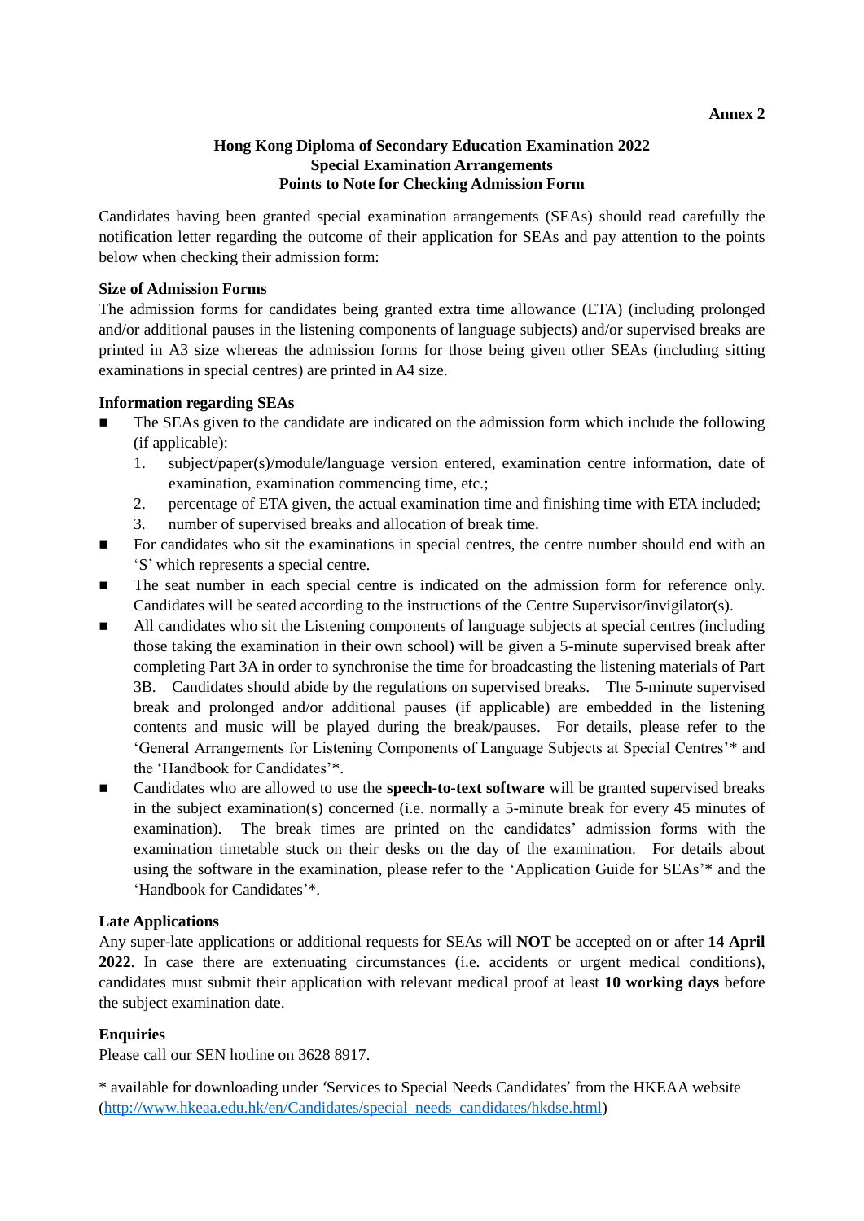**Annex 2**

**Hong Kong Diploma of Secondary Education Examination 2022**
**Special Examination Arrangements**
**Points to Note for Checking Admission Form**

Candidates having been granted special examination arrangements (SEAs) should read carefully the notification letter regarding the outcome of their application for SEAs and pay attention to the points below when checking their admission form:

**Size of Admission Forms**

The admission forms for candidates being granted extra time allowance (ETA) (including prolonged and/or additional pauses in the listening components of language subjects) and/or supervised breaks are printed in A3 size whereas the admission forms for those being given other SEAs (including sitting examinations in special centres) are printed in A4 size.

**Information regarding SEAs**

- The SEAs given to the candidate are indicated on the admission form which include the following (if applicable):
    1. subject/paper(s)/module/language version entered, examination centre information, date of examination, examination commencing time, etc.;
    2. percentage of ETA given, the actual examination time and finishing time with ETA included;
    3. number of supervised breaks and allocation of break time.
- For candidates who sit the examinations in special centres, the centre number should end with an 'S' which represents a special centre.
- The seat number in each special centre is indicated on the admission form for reference only. Candidates will be seated according to the instructions of the Centre Supervisor/invigilator(s).
- All candidates who sit the Listening components of language subjects at special centres (including those taking the examination in their own school) will be given a 5-minute supervised break after completing Part 3A in order to synchronise the time for broadcasting the listening materials of Part 3B. Candidates should abide by the regulations on supervised breaks. The 5-minute supervised break and prolonged and/or additional pauses (if applicable) are embedded in the listening contents and music will be played during the break/pauses. For details, please refer to the 'General Arrangements for Listening Components of Language Subjects at Special Centres'* and the 'Handbook for Candidates'*.
- Candidates who are allowed to use the **speech-to-text software** will be granted supervised breaks in the subject examination(s) concerned (i.e. normally a 5-minute break for every 45 minutes of examination). The break times are printed on the candidates' admission forms with the examination timetable stuck on their desks on the day of the examination. For details about using the software in the examination, please refer to the 'Application Guide for SEAs'* and the 'Handbook for Candidates'*.

**Late Applications**

Any super-late applications or additional requests for SEAs will **NOT** be accepted on or after **14 April 2022**. In case there are extenuating circumstances (i.e. accidents or urgent medical conditions), candidates must submit their application with relevant medical proof at least **10 working days** before the subject examination date.

**Enquiries**

Please call our SEN hotline on 3628 8917.

* available for downloading under 'Services to Special Needs Candidates' from the HKEAA website (http://www.hkeaa.edu.hk/en/Candidates/special_needs_candidates/hkdse.html)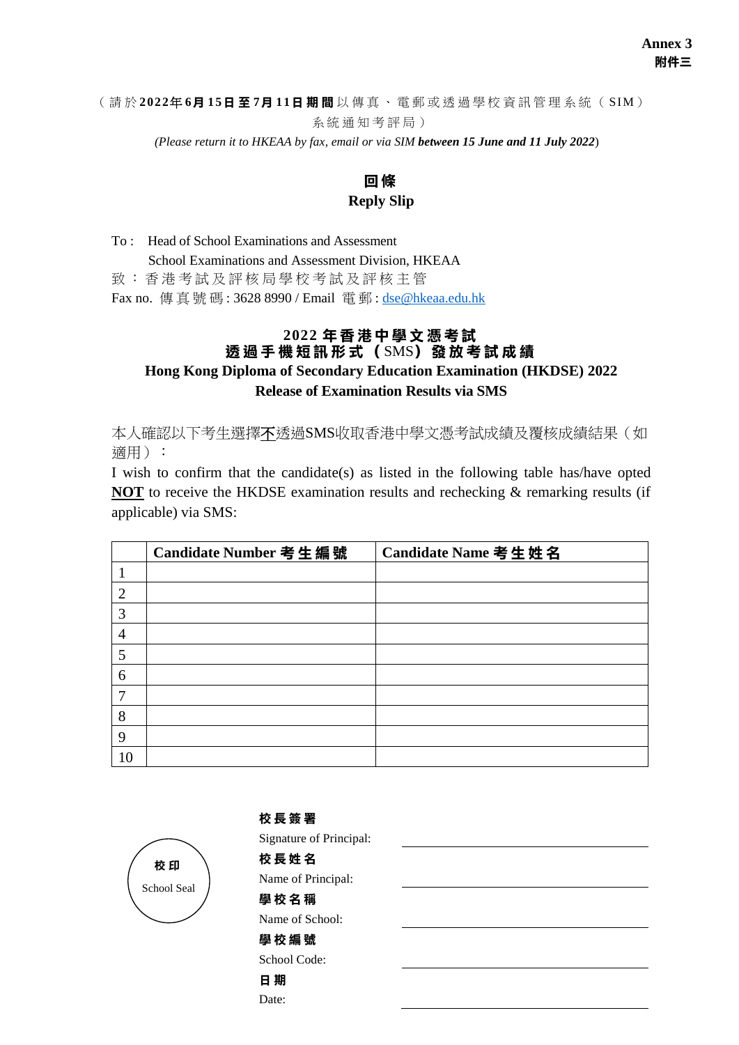**Annex 3**
**附件三**

（請於**2022年6月15日至7月11日期間**以傳真、電郵或透過學校資訊管理系統（SIM）系統通知考評局）

*(Please return it to HKEAA by fax, email or via SIM **between 15 June and 11 July 2022**)*

# 回條
# Reply Slip

To : Head of School Examinations and Assessment
School Examinations and Assessment Division, HKEAA

致：香港考試及評核局學校考試及評核主管

Fax no. 傳真號碼 : 3628 8990 / Email 電郵 : dse@hkeaa.edu.hk

## 2022 年香港中學文憑考試
## 透過手機短訊形式（SMS）發放考試成績
## Hong Kong Diploma of Secondary Education Examination (HKDSE) 2022
## Release of Examination Results via SMS

本人確認以下考生選擇不透過SMS收取香港中學文憑考試成績及覆核成績結果（如適用）：

I wish to confirm that the candidate(s) as listed in the following table has/have opted **NOT** to receive the HKDSE examination results and rechecking & remarking results (if applicable) via SMS:

| | Candidate Number 考生編號 | Candidate Name 考生姓名 |
|---|---|---|
| 1 | | |
| 2 | | |
| 3 | | |
| 4 | | |
| 5 | | |
| 6 | | |
| 7 | | |
| 8 | | |
| 9 | | |
| 10 | | |

校印
School Seal

**校長簽署**
Signature of Principal: ____________________

**校長姓名**
Name of Principal: ____________________

**學校名稱**
Name of School: ____________________

**學校編號**
School Code: ____________________

**日期**
Date: ____________________